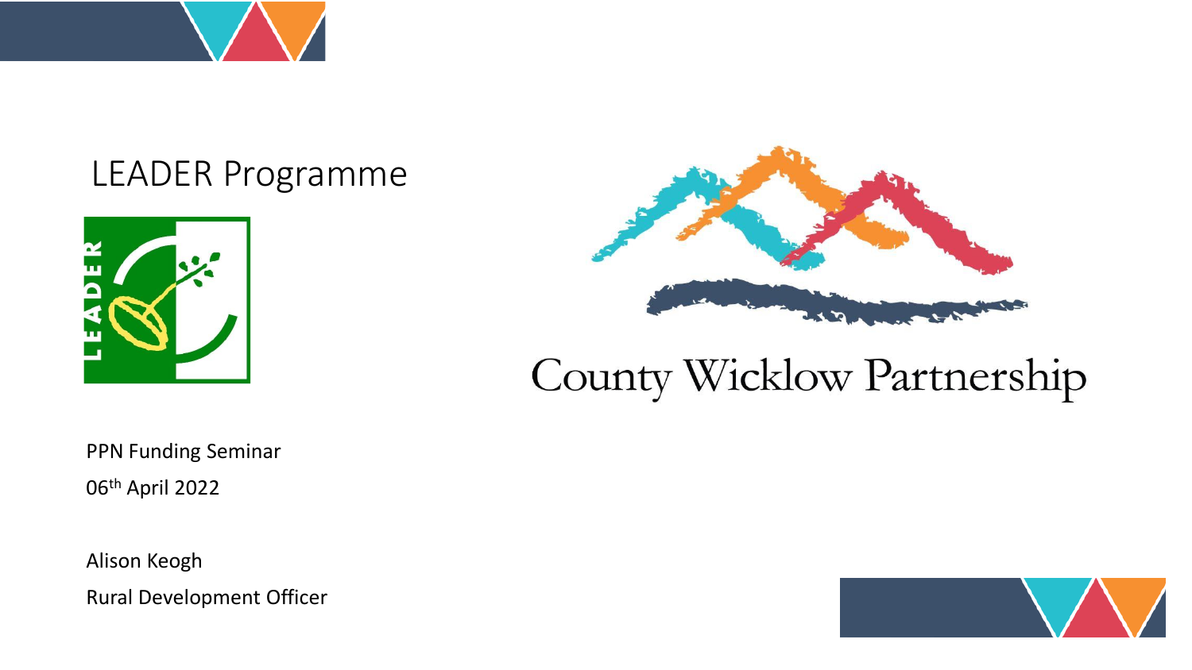# LEADER Programme

County Wicklow Partnership

PPN Funding Seminar

06th April 2022

Alison Keogh

Rural Development Officer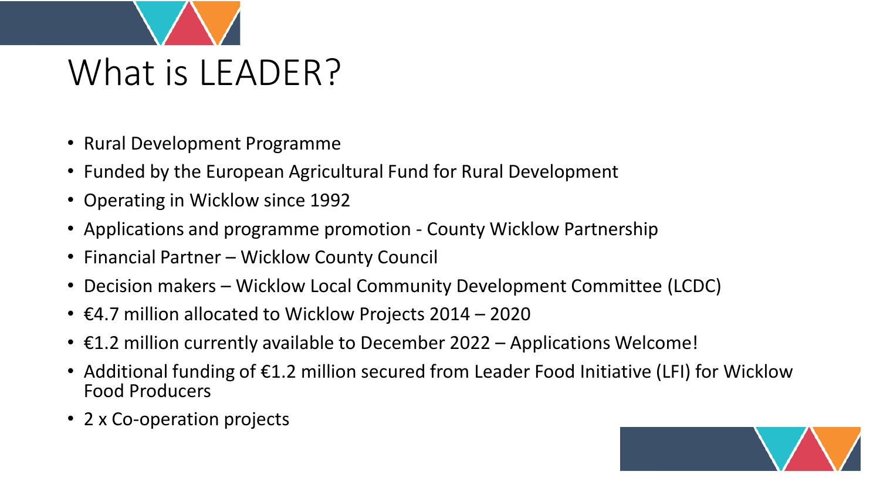# What is LEADER?

- Rural Development Programme
- Funded by the European Agricultural Fund for Rural Development
- Operating in Wicklow since 1992
- Applications and programme promotion - County Wicklow Partnership
- Financial Partner – Wicklow County Council
- Decision makers – Wicklow Local Community Development Committee (LCDC)
- €4.7 million allocated to Wicklow Projects 2014 – 2020
- €1.2 million currently available to December 2022 – Applications Welcome!
- Additional funding of €1.2 million secured from Leader Food Initiative (LFI) for Wicklow Food Producers
- 2 x Co-operation projects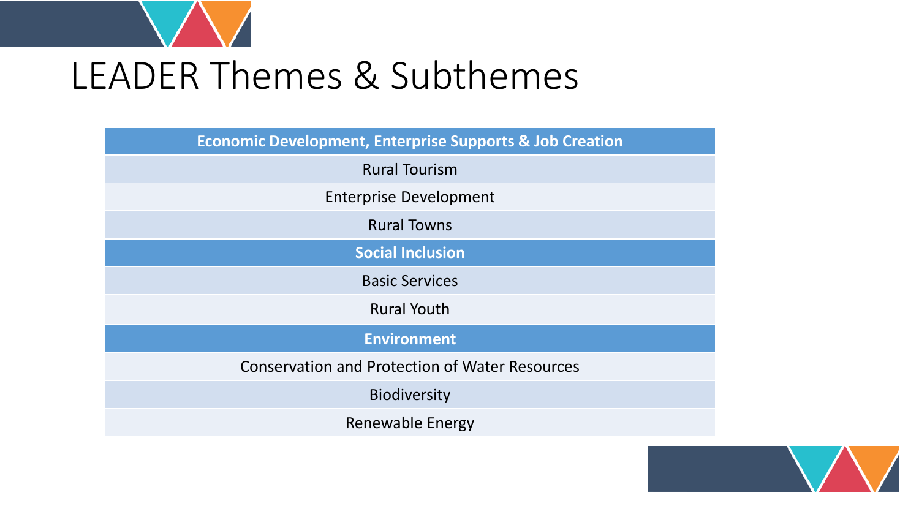# LEADER Themes & Subthemes

| **Economic Development, Enterprise Supports & Job Creation** |
| --- |
| Rural Tourism |
| Enterprise Development |
| Rural Towns |
| **Social Inclusion** |
| Basic Services |
| Rural Youth |
| **Environment** |
| Conservation and Protection of Water Resources |
| Biodiversity |
| Renewable Energy |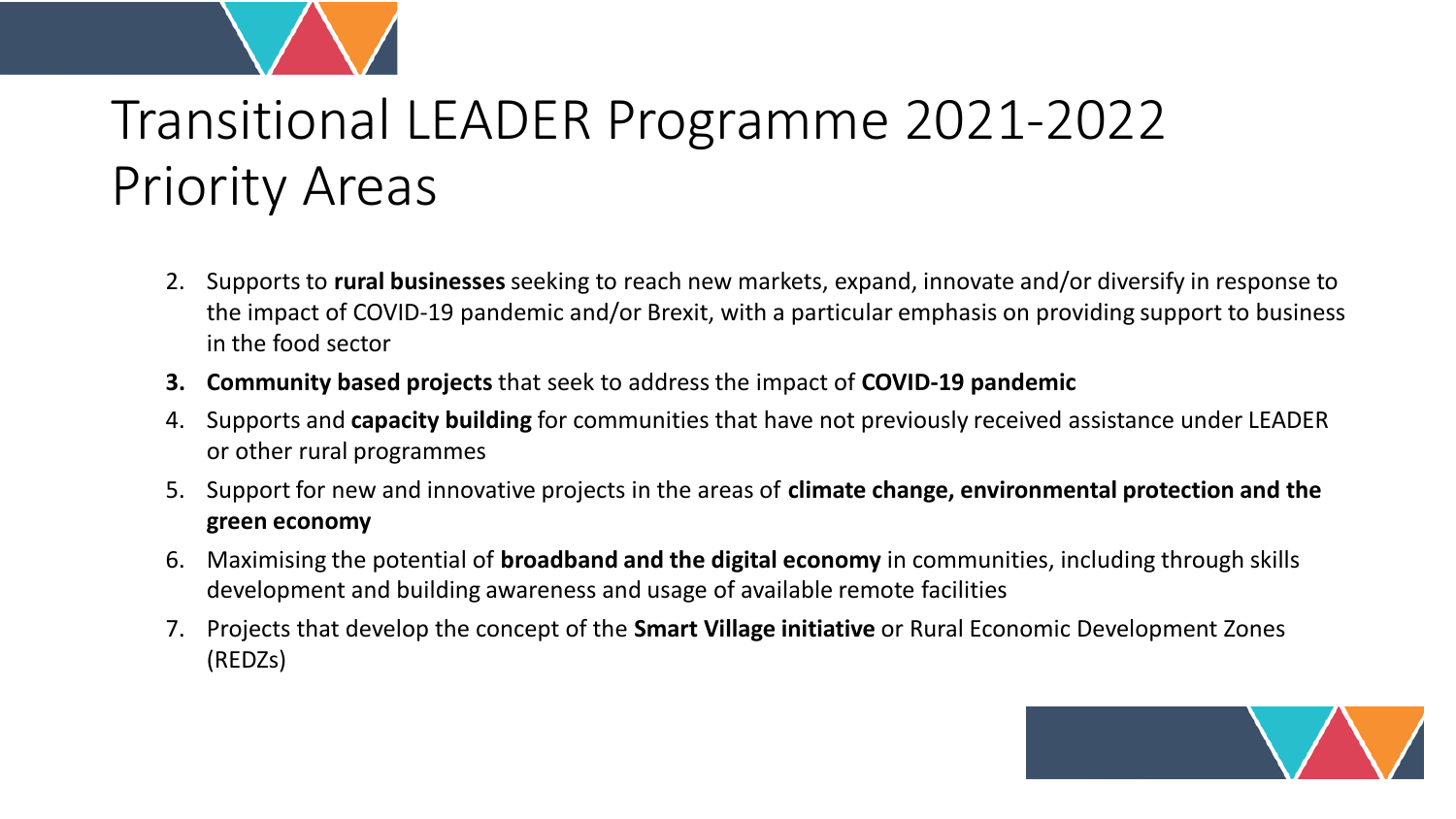# Transitional LEADER Programme 2021-2022 Priority Areas

2. Supports to **rural businesses** seeking to reach new markets, expand, innovate and/or diversify in response to the impact of COVID-19 pandemic and/or Brexit, with a particular emphasis on providing support to business in the food sector
3. **Community based projects** that seek to address the impact of **COVID-19 pandemic**
4. Supports and **capacity building** for communities that have not previously received assistance under LEADER or other rural programmes
5. Support for new and innovative projects in the areas of **climate change, environmental protection and the green economy**
6. Maximising the potential of **broadband and the digital economy** in communities, including through skills development and building awareness and usage of available remote facilities
7. Projects that develop the concept of the **Smart Village initiative** or Rural Economic Development Zones (REDZs)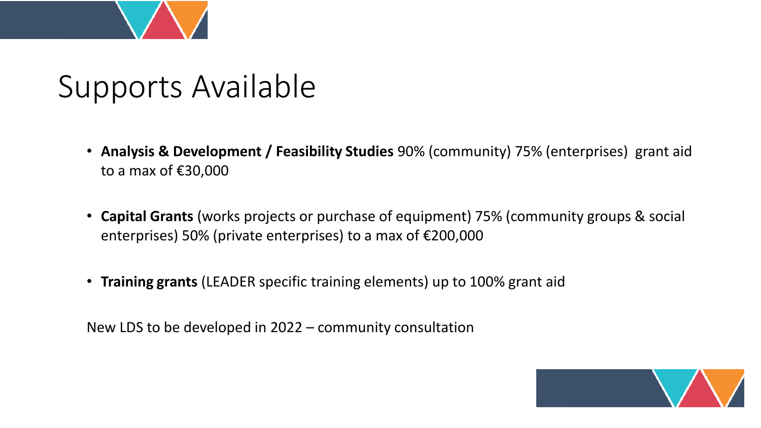# Supports Available

- **Analysis & Development / Feasibility Studies** 90% (community) 75% (enterprises) grant aid to a max of €30,000
- **Capital Grants** (works projects or purchase of equipment) 75% (community groups & social enterprises) 50% (private enterprises) to a max of €200,000
- **Training grants** (LEADER specific training elements) up to 100% grant aid

New LDS to be developed in 2022 – community consultation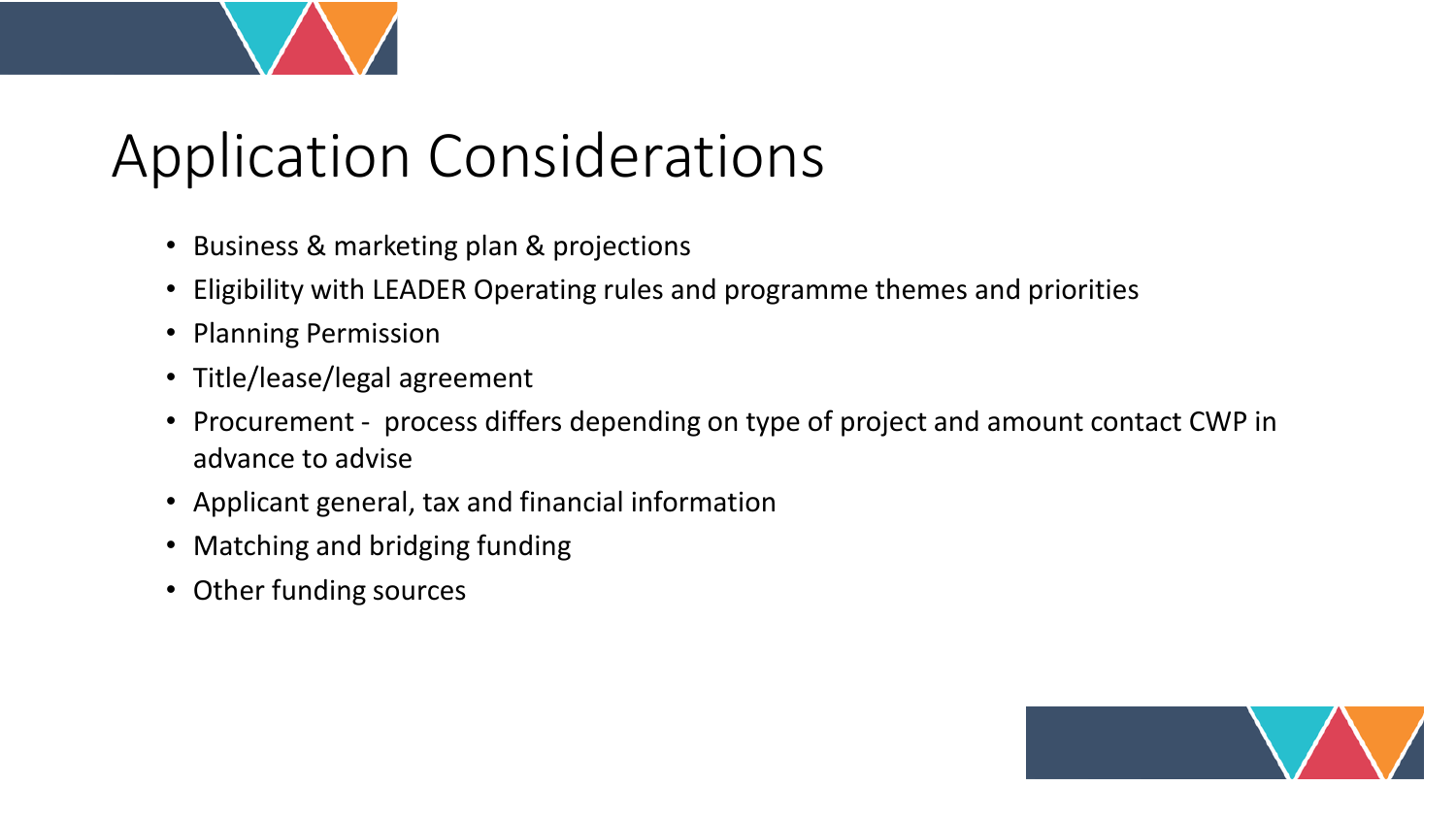# Application Considerations

- Business & marketing plan & projections
- Eligibility with LEADER Operating rules and programme themes and priorities
- Planning Permission
- Title/lease/legal agreement
- Procurement - process differs depending on type of project and amount contact CWP in advance to advise
- Applicant general, tax and financial information
- Matching and bridging funding
- Other funding sources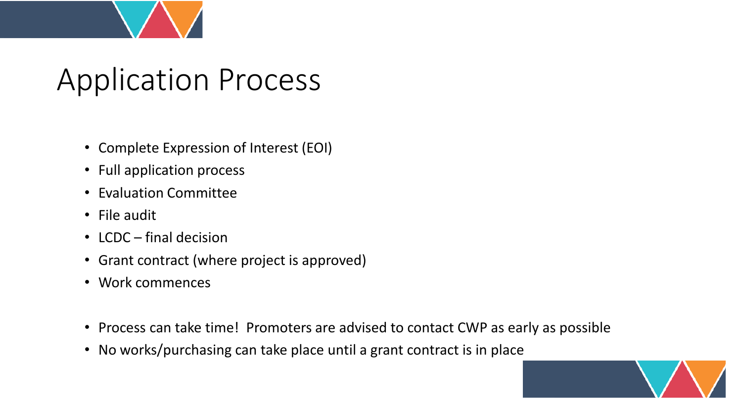# Application Process

- Complete Expression of Interest (EOI)
- Full application process
- Evaluation Committee
- File audit
- LCDC – final decision
- Grant contract (where project is approved)
- Work commences

- Process can take time! Promoters are advised to contact CWP as early as possible
- No works/purchasing can take place until a grant contract is in place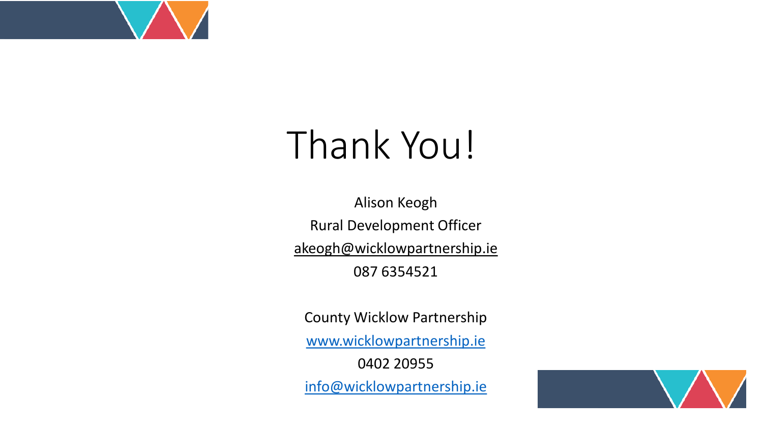# Thank You!

Alison Keogh

Rural Development Officer

akeogh@wicklowpartnership.ie

087 6354521

County Wicklow Partnership

www.wicklowpartnership.ie

0402 20955

info@wicklowpartnership.ie